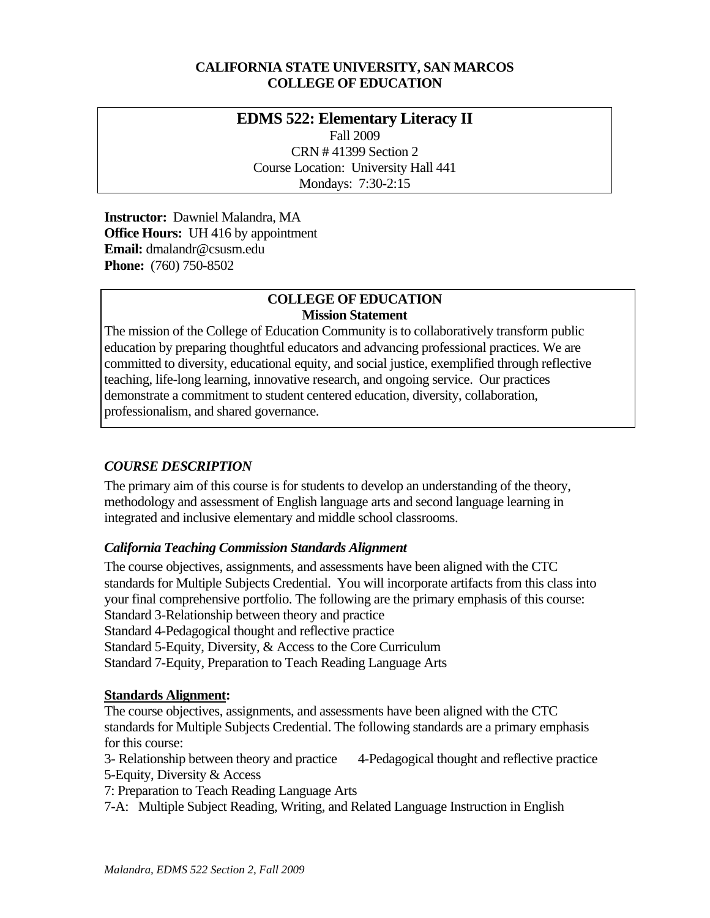**CALIFORNIA STATE UNIVERSITY, SAN MARCOS**
**COLLEGE OF EDUCATION**

# EDMS 522: Elementary Literacy II

Fall 2009
CRN # 41399 Section 2
Course Location: University Hall 441
Mondays: 7:30-2:15

**Instructor:** Dawniel Malandra, MA
**Office Hours:** UH 416 by appointment
**Email:** dmalandr@csusm.edu
**Phone:** (760) 750-8502

**COLLEGE OF EDUCATION**
**Mission Statement**

The mission of the College of Education Community is to collaboratively transform public education by preparing thoughtful educators and advancing professional practices. We are committed to diversity, educational equity, and social justice, exemplified through reflective teaching, life-long learning, innovative research, and ongoing service. Our practices demonstrate a commitment to student centered education, diversity, collaboration, professionalism, and shared governance.

## *COURSE DESCRIPTION*

The primary aim of this course is for students to develop an understanding of the theory, methodology and assessment of English language arts and second language learning in integrated and inclusive elementary and middle school classrooms.

### *California Teaching Commission Standards Alignment*

The course objectives, assignments, and assessments have been aligned with the CTC standards for Multiple Subjects Credential. You will incorporate artifacts from this class into your final comprehensive portfolio. The following are the primary emphasis of this course:
Standard 3-Relationship between theory and practice
Standard 4-Pedagogical thought and reflective practice
Standard 5-Equity, Diversity, & Access to the Core Curriculum
Standard 7-Equity, Preparation to Teach Reading Language Arts

**Standards Alignment:**

The course objectives, assignments, and assessments have been aligned with the CTC standards for Multiple Subjects Credential. The following standards are a primary emphasis for this course:

3- Relationship between theory and practice
4-Pedagogical thought and reflective practice
5-Equity, Diversity & Access
7: Preparation to Teach Reading Language Arts
7-A: Multiple Subject Reading, Writing, and Related Language Instruction in English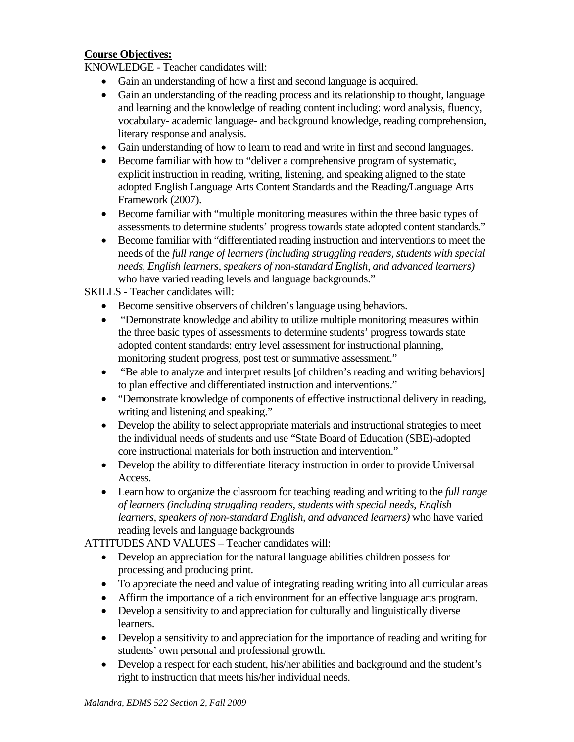**Course Objectives:**

KNOWLEDGE - Teacher candidates will:

- Gain an understanding of how a first and second language is acquired.
- Gain an understanding of the reading process and its relationship to thought, language and learning and the knowledge of reading content including: word analysis, fluency, vocabulary- academic language- and background knowledge, reading comprehension, literary response and analysis.
- Gain understanding of how to learn to read and write in first and second languages.
- Become familiar with how to "deliver a comprehensive program of systematic, explicit instruction in reading, writing, listening, and speaking aligned to the state adopted English Language Arts Content Standards and the Reading/Language Arts Framework (2007).
- Become familiar with "multiple monitoring measures within the three basic types of assessments to determine students' progress towards state adopted content standards."
- Become familiar with "differentiated reading instruction and interventions to meet the needs of the *full range of learners (including struggling readers, students with special needs, English learners, speakers of non-standard English, and advanced learners)* who have varied reading levels and language backgrounds."

SKILLS - Teacher candidates will:

- Become sensitive observers of children's language using behaviors.
- "Demonstrate knowledge and ability to utilize multiple monitoring measures within the three basic types of assessments to determine students' progress towards state adopted content standards: entry level assessment for instructional planning, monitoring student progress, post test or summative assessment."
- "Be able to analyze and interpret results [of children's reading and writing behaviors] to plan effective and differentiated instruction and interventions."
- "Demonstrate knowledge of components of effective instructional delivery in reading, writing and listening and speaking."
- Develop the ability to select appropriate materials and instructional strategies to meet the individual needs of students and use "State Board of Education (SBE)-adopted core instructional materials for both instruction and intervention."
- Develop the ability to differentiate literacy instruction in order to provide Universal Access.
- Learn how to organize the classroom for teaching reading and writing to the *full range of learners (including struggling readers, students with special needs, English learners, speakers of non-standard English, and advanced learners)* who have varied reading levels and language backgrounds

ATTITUDES AND VALUES – Teacher candidates will:

- Develop an appreciation for the natural language abilities children possess for processing and producing print.
- To appreciate the need and value of integrating reading writing into all curricular areas
- Affirm the importance of a rich environment for an effective language arts program.
- Develop a sensitivity to and appreciation for culturally and linguistically diverse learners.
- Develop a sensitivity to and appreciation for the importance of reading and writing for students' own personal and professional growth.
- Develop a respect for each student, his/her abilities and background and the student's right to instruction that meets his/her individual needs.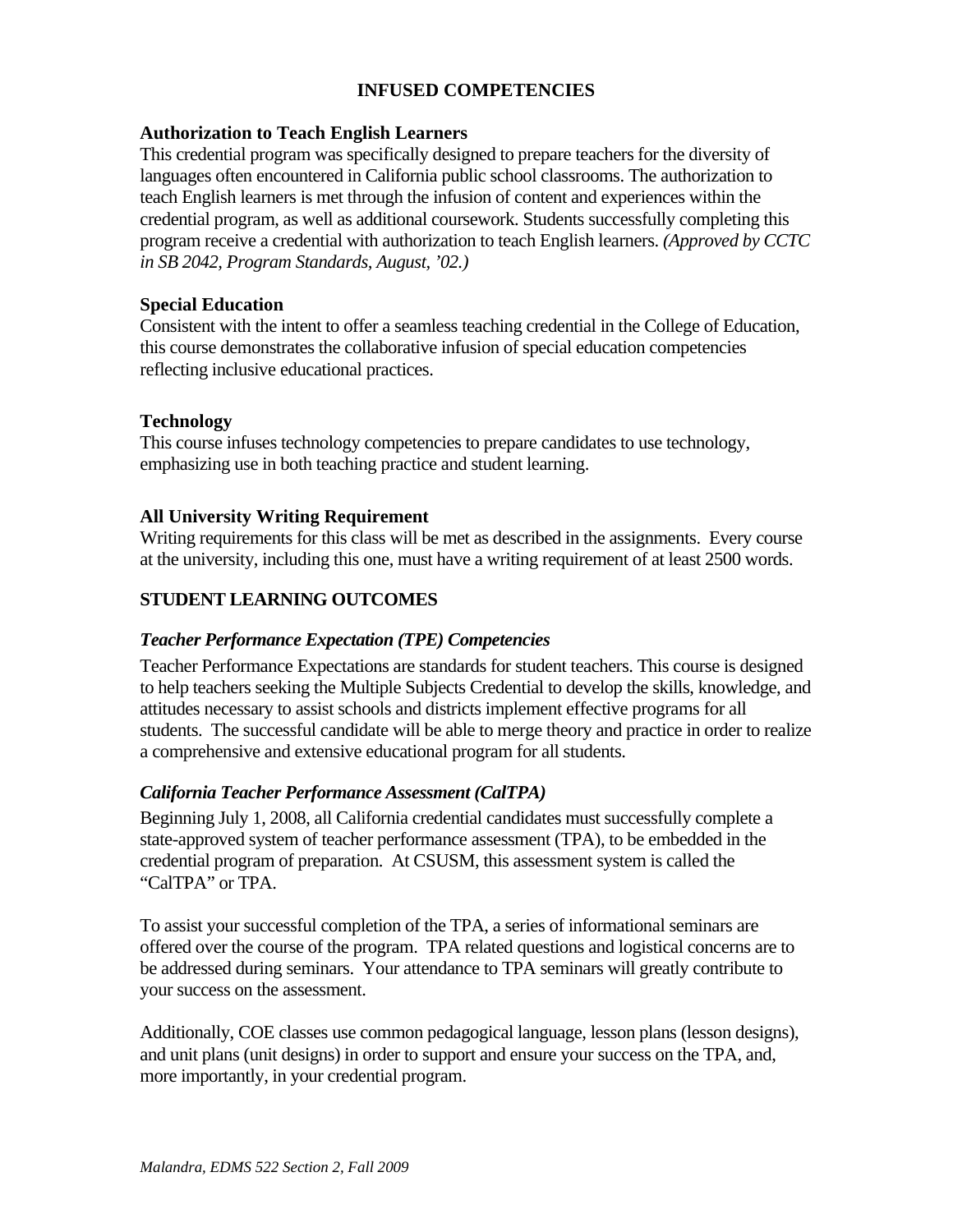## INFUSED COMPETENCIES

### Authorization to Teach English Learners

This credential program was specifically designed to prepare teachers for the diversity of languages often encountered in California public school classrooms. The authorization to teach English learners is met through the infusion of content and experiences within the credential program, as well as additional coursework. Students successfully completing this program receive a credential with authorization to teach English learners. *(Approved by CCTC in SB 2042, Program Standards, August, '02.)*

### Special Education

Consistent with the intent to offer a seamless teaching credential in the College of Education, this course demonstrates the collaborative infusion of special education competencies reflecting inclusive educational practices.

### Technology

This course infuses technology competencies to prepare candidates to use technology, emphasizing use in both teaching practice and student learning.

### All University Writing Requirement

Writing requirements for this class will be met as described in the assignments. Every course at the university, including this one, must have a writing requirement of at least 2500 words.

## STUDENT LEARNING OUTCOMES

### *Teacher Performance Expectation (TPE) Competencies*

Teacher Performance Expectations are standards for student teachers. This course is designed to help teachers seeking the Multiple Subjects Credential to develop the skills, knowledge, and attitudes necessary to assist schools and districts implement effective programs for all students. The successful candidate will be able to merge theory and practice in order to realize a comprehensive and extensive educational program for all students.

### *California Teacher Performance Assessment (CalTPA)*

Beginning July 1, 2008, all California credential candidates must successfully complete a state-approved system of teacher performance assessment (TPA), to be embedded in the credential program of preparation. At CSUSM, this assessment system is called the "CalTPA" or TPA.

To assist your successful completion of the TPA, a series of informational seminars are offered over the course of the program. TPA related questions and logistical concerns are to be addressed during seminars. Your attendance to TPA seminars will greatly contribute to your success on the assessment.

Additionally, COE classes use common pedagogical language, lesson plans (lesson designs), and unit plans (unit designs) in order to support and ensure your success on the TPA, and, more importantly, in your credential program.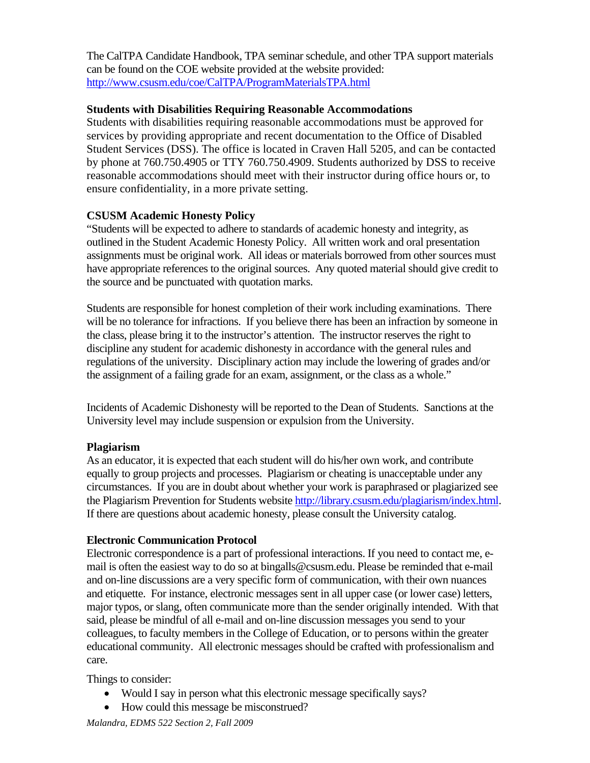The CalTPA Candidate Handbook, TPA seminar schedule, and other TPA support materials can be found on the COE website provided at the website provided: http://www.csusm.edu/coe/CalTPA/ProgramMaterialsTPA.html

**Students with Disabilities Requiring Reasonable Accommodations**

Students with disabilities requiring reasonable accommodations must be approved for services by providing appropriate and recent documentation to the Office of Disabled Student Services (DSS). The office is located in Craven Hall 5205, and can be contacted by phone at 760.750.4905 or TTY 760.750.4909. Students authorized by DSS to receive reasonable accommodations should meet with their instructor during office hours or, to ensure confidentiality, in a more private setting.

**CSUSM Academic Honesty Policy**

"Students will be expected to adhere to standards of academic honesty and integrity, as outlined in the Student Academic Honesty Policy. All written work and oral presentation assignments must be original work. All ideas or materials borrowed from other sources must have appropriate references to the original sources. Any quoted material should give credit to the source and be punctuated with quotation marks.

Students are responsible for honest completion of their work including examinations. There will be no tolerance for infractions. If you believe there has been an infraction by someone in the class, please bring it to the instructor's attention. The instructor reserves the right to discipline any student for academic dishonesty in accordance with the general rules and regulations of the university. Disciplinary action may include the lowering of grades and/or the assignment of a failing grade for an exam, assignment, or the class as a whole."

Incidents of Academic Dishonesty will be reported to the Dean of Students. Sanctions at the University level may include suspension or expulsion from the University.

**Plagiarism**

As an educator, it is expected that each student will do his/her own work, and contribute equally to group projects and processes. Plagiarism or cheating is unacceptable under any circumstances. If you are in doubt about whether your work is paraphrased or plagiarized see the Plagiarism Prevention for Students website http://library.csusm.edu/plagiarism/index.html. If there are questions about academic honesty, please consult the University catalog.

**Electronic Communication Protocol**

Electronic correspondence is a part of professional interactions. If you need to contact me, e-mail is often the easiest way to do so at bingalls@csusm.edu. Please be reminded that e-mail and on-line discussions are a very specific form of communication, with their own nuances and etiquette. For instance, electronic messages sent in all upper case (or lower case) letters, major typos, or slang, often communicate more than the sender originally intended. With that said, please be mindful of all e-mail and on-line discussion messages you send to your colleagues, to faculty members in the College of Education, or to persons within the greater educational community. All electronic messages should be crafted with professionalism and care.

Things to consider:

- Would I say in person what this electronic message specifically says?
- How could this message be misconstrued?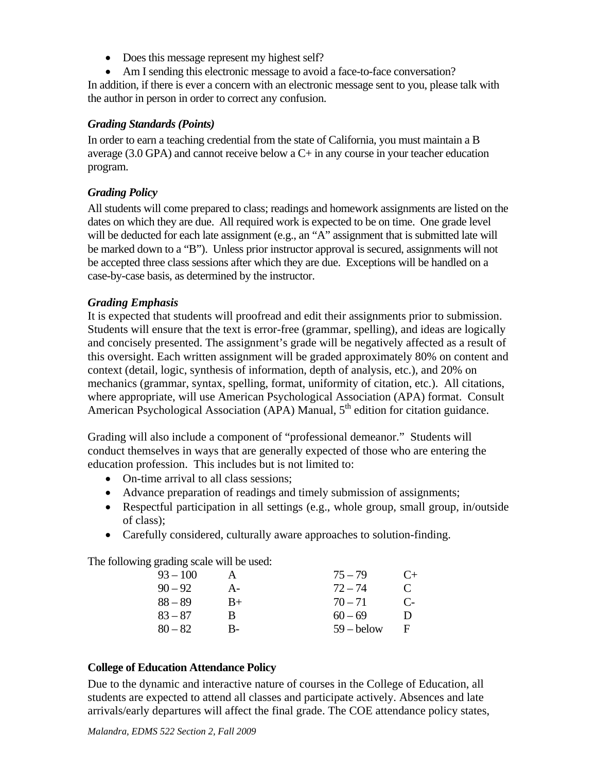- Does this message represent my highest self?
- Am I sending this electronic message to avoid a face-to-face conversation?

In addition, if there is ever a concern with an electronic message sent to you, please talk with the author in person in order to correct any confusion.

### *Grading Standards (Points)*

In order to earn a teaching credential from the state of California, you must maintain a B average (3.0 GPA) and cannot receive below a C+ in any course in your teacher education program.

### *Grading Policy*

All students will come prepared to class; readings and homework assignments are listed on the dates on which they are due. All required work is expected to be on time. One grade level will be deducted for each late assignment (e.g., an "A" assignment that is submitted late will be marked down to a "B"). Unless prior instructor approval is secured, assignments will not be accepted three class sessions after which they are due. Exceptions will be handled on a case-by-case basis, as determined by the instructor.

### *Grading Emphasis*

It is expected that students will proofread and edit their assignments prior to submission. Students will ensure that the text is error-free (grammar, spelling), and ideas are logically and concisely presented. The assignment's grade will be negatively affected as a result of this oversight. Each written assignment will be graded approximately 80% on content and context (detail, logic, synthesis of information, depth of analysis, etc.), and 20% on mechanics (grammar, syntax, spelling, format, uniformity of citation, etc.). All citations, where appropriate, will use American Psychological Association (APA) format. Consult American Psychological Association (APA) Manual, 5th edition for citation guidance.

Grading will also include a component of "professional demeanor." Students will conduct themselves in ways that are generally expected of those who are entering the education profession. This includes but is not limited to:

- On-time arrival to all class sessions;
- Advance preparation of readings and timely submission of assignments;
- Respectful participation in all settings (e.g., whole group, small group, in/outside of class);
- Carefully considered, culturally aware approaches to solution-finding.

The following grading scale will be used:

| Score | Grade | Score | Grade |
|---|---|---|---|
| 93 – 100 | A | 75 – 79 | C+ |
| 90 – 92 | A- | 72 – 74 | C |
| 88 – 89 | B+ | 70 – 71 | C- |
| 83 – 87 | B | 60 – 69 | D |
| 80 – 82 | B- | 59 – below | F |

### **College of Education Attendance Policy**

Due to the dynamic and interactive nature of courses in the College of Education, all students are expected to attend all classes and participate actively. Absences and late arrivals/early departures will affect the final grade. The COE attendance policy states,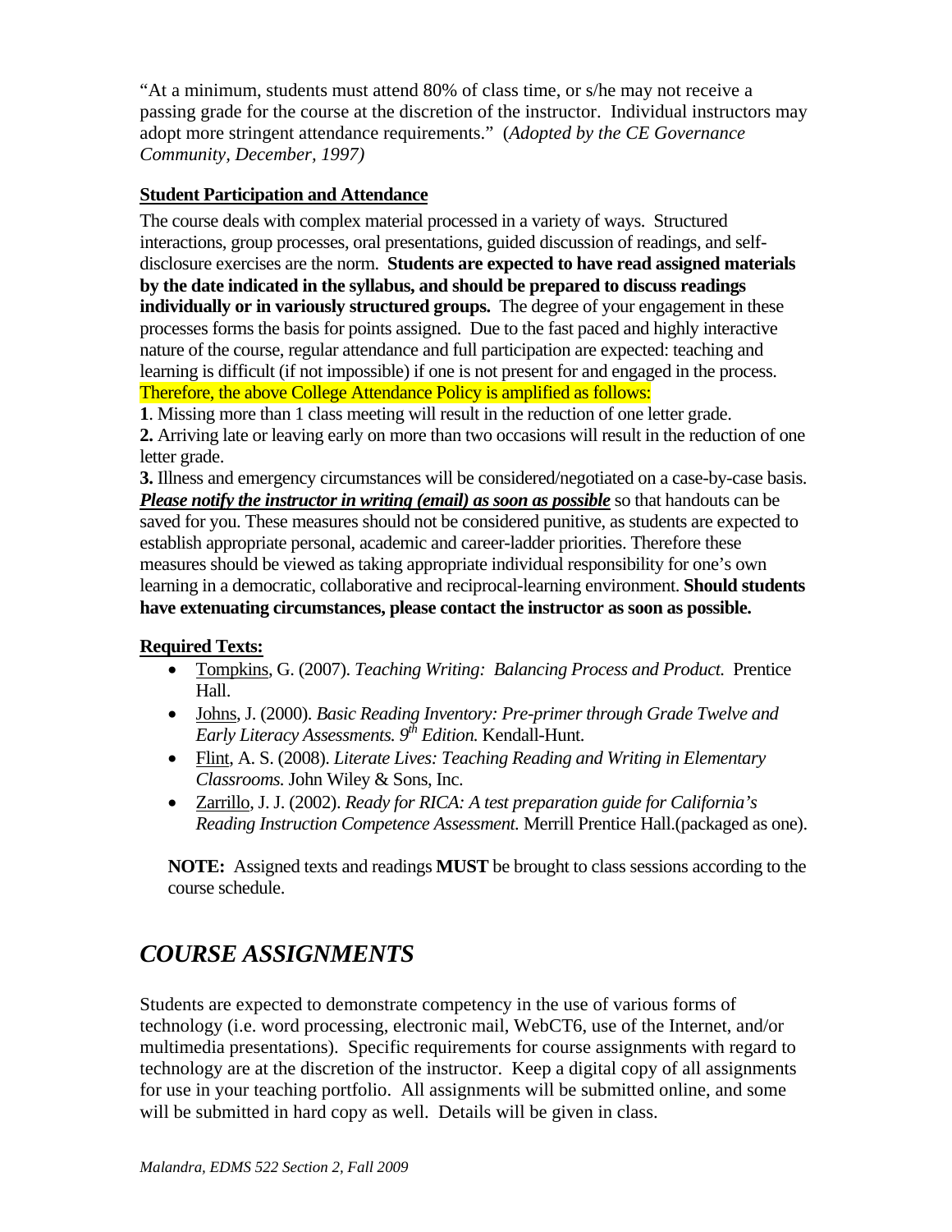"At a minimum, students must attend 80% of class time, or s/he may not receive a passing grade for the course at the discretion of the instructor. Individual instructors may adopt more stringent attendance requirements." (*Adopted by the CE Governance Community, December, 1997)*

**Student Participation and Attendance**

The course deals with complex material processed in a variety of ways. Structured interactions, group processes, oral presentations, guided discussion of readings, and self-disclosure exercises are the norm. **Students are expected to have read assigned materials by the date indicated in the syllabus, and should be prepared to discuss readings individually or in variously structured groups.** The degree of your engagement in these processes forms the basis for points assigned. Due to the fast paced and highly interactive nature of the course, regular attendance and full participation are expected: teaching and learning is difficult (if not impossible) if one is not present for and engaged in the process. Therefore, the above College Attendance Policy is amplified as follows:

**1**. Missing more than 1 class meeting will result in the reduction of one letter grade.
**2.** Arriving late or leaving early on more than two occasions will result in the reduction of one letter grade.
**3.** Illness and emergency circumstances will be considered/negotiated on a case-by-case basis. ***Please notify the instructor in writing (email) as soon as possible*** so that handouts can be saved for you. These measures should not be considered punitive, as students are expected to establish appropriate personal, academic and career-ladder priorities. Therefore these measures should be viewed as taking appropriate individual responsibility for one's own learning in a democratic, collaborative and reciprocal-learning environment. **Should students have extenuating circumstances, please contact the instructor as soon as possible.**

**Required Texts:**

- Tompkins, G. (2007). *Teaching Writing: Balancing Process and Product.* Prentice Hall.
- Johns, J. (2000). *Basic Reading Inventory: Pre-primer through Grade Twelve and Early Literacy Assessments. 9th Edition.* Kendall-Hunt.
- Flint, A. S. (2008). *Literate Lives: Teaching Reading and Writing in Elementary Classrooms.* John Wiley & Sons, Inc.
- Zarrillo, J. J. (2002). *Ready for RICA: A test preparation guide for California's Reading Instruction Competence Assessment.* Merrill Prentice Hall.(packaged as one).

**NOTE:** Assigned texts and readings **MUST** be brought to class sessions according to the course schedule.

## *COURSE ASSIGNMENTS*

Students are expected to demonstrate competency in the use of various forms of technology (i.e. word processing, electronic mail, WebCT6, use of the Internet, and/or multimedia presentations). Specific requirements for course assignments with regard to technology are at the discretion of the instructor. Keep a digital copy of all assignments for use in your teaching portfolio. All assignments will be submitted online, and some will be submitted in hard copy as well. Details will be given in class.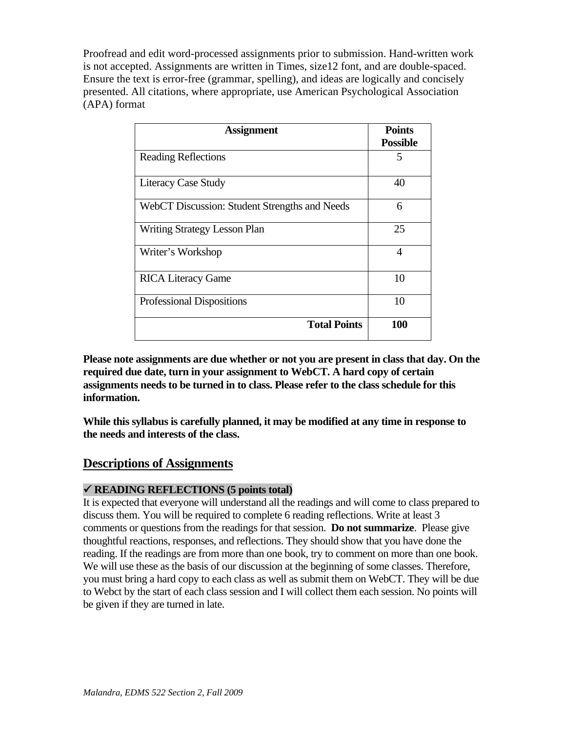Proofread and edit word-processed assignments prior to submission. Hand-written work is not accepted. Assignments are written in Times, size12 font, and are double-spaced. Ensure the text is error-free (grammar, spelling), and ideas are logically and concisely presented. All citations, where appropriate, use American Psychological Association (APA) format

| Assignment | Points Possible |
|---|---|
| Reading Reflections | 5 |
| Literacy Case Study | 40 |
| WebCT Discussion: Student Strengths and Needs | 6 |
| Writing Strategy Lesson Plan | 25 |
| Writer's Workshop | 4 |
| RICA Literacy Game | 10 |
| Professional Dispositions | 10 |
| **Total Points** | **100** |

**Please note assignments are due whether or not you are present in class that day. On the required due date, turn in your assignment to WebCT. A hard copy of certain assignments needs to be turned in to class. Please refer to the class schedule for this information.**

**While this syllabus is carefully planned, it may be modified at any time in response to the needs and interests of the class.**

## Descriptions of Assignments

### ✓ READING REFLECTIONS (5 points total)

It is expected that everyone will understand all the readings and will come to class prepared to discuss them. You will be required to complete 6 reading reflections. Write at least 3 comments or questions from the readings for that session. **Do not summarize**. Please give thoughtful reactions, responses, and reflections. They should show that you have done the reading. If the readings are from more than one book, try to comment on more than one book. We will use these as the basis of our discussion at the beginning of some classes. Therefore, you must bring a hard copy to each class as well as submit them on WebCT. They will be due to Webct by the start of each class session and I will collect them each session. No points will be given if they are turned in late.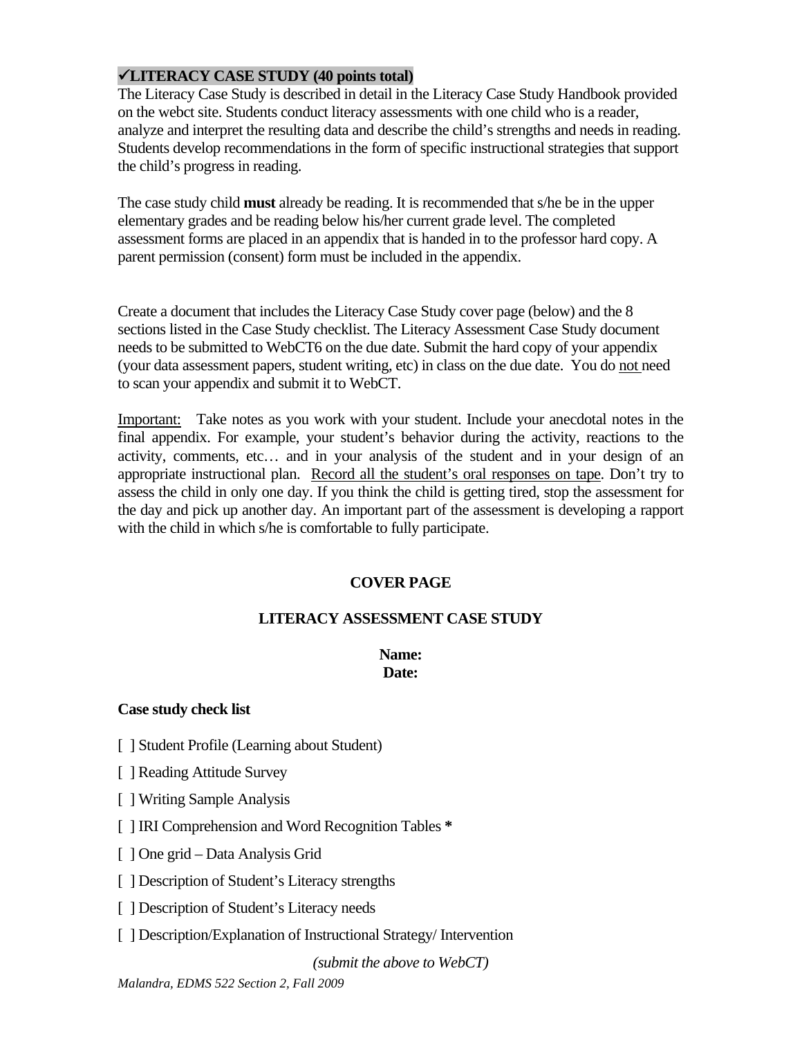## ✓LITERACY CASE STUDY (40 points total)

The Literacy Case Study is described in detail in the Literacy Case Study Handbook provided on the webct site. Students conduct literacy assessments with one child who is a reader, analyze and interpret the resulting data and describe the child's strengths and needs in reading. Students develop recommendations in the form of specific instructional strategies that support the child's progress in reading.

The case study child **must** already be reading. It is recommended that s/he be in the upper elementary grades and be reading below his/her current grade level. The completed assessment forms are placed in an appendix that is handed in to the professor hard copy. A parent permission (consent) form must be included in the appendix.

Create a document that includes the Literacy Case Study cover page (below) and the 8 sections listed in the Case Study checklist. The Literacy Assessment Case Study document needs to be submitted to WebCT6 on the due date. Submit the hard copy of your appendix (your data assessment papers, student writing, etc) in class on the due date. You do <u>not</u> need to scan your appendix and submit it to WebCT.

<u>Important:</u> Take notes as you work with your student. Include your anecdotal notes in the final appendix. For example, your student's behavior during the activity, reactions to the activity, comments, etc… and in your analysis of the student and in your design of an appropriate instructional plan. <u>Record all the student's oral responses on tape</u>. Don't try to assess the child in only one day. If you think the child is getting tired, stop the assessment for the day and pick up another day. An important part of the assessment is developing a rapport with the child in which s/he is comfortable to fully participate.

**COVER PAGE**

**LITERACY ASSESSMENT CASE STUDY**

**Name:**
**Date:**

**Case study check list**

[ ] Student Profile (Learning about Student)

[ ] Reading Attitude Survey

[ ] Writing Sample Analysis

[ ] IRI Comprehension and Word Recognition Tables **\***

[ ] One grid – Data Analysis Grid

[ ] Description of Student's Literacy strengths

[ ] Description of Student's Literacy needs

[ ] Description/Explanation of Instructional Strategy/ Intervention

*(submit the above to WebCT)*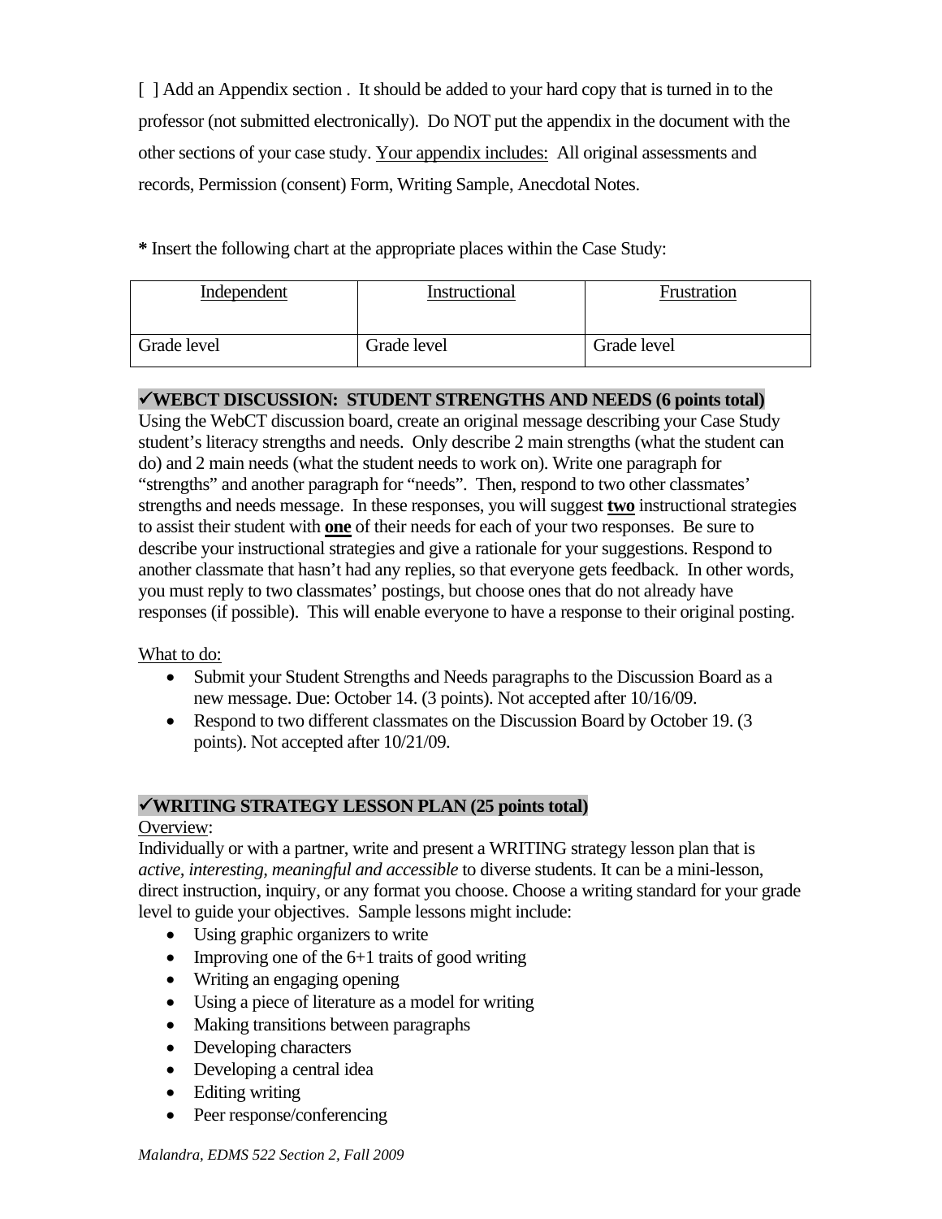[ ] Add an Appendix section . It should be added to your hard copy that is turned in to the professor (not submitted electronically). Do NOT put the appendix in the document with the other sections of your case study. Your appendix includes: All original assessments and records, Permission (consent) Form, Writing Sample, Anecdotal Notes.

**\*** Insert the following chart at the appropriate places within the Case Study:

| Independent | Instructional | Frustration |
|---|---|---|
| Grade level | Grade level | Grade level |

**✓WEBCT DISCUSSION: STUDENT STRENGTHS AND NEEDS (6 points total)**

Using the WebCT discussion board, create an original message describing your Case Study student's literacy strengths and needs. Only describe 2 main strengths (what the student can do) and 2 main needs (what the student needs to work on). Write one paragraph for "strengths" and another paragraph for "needs". Then, respond to two other classmates' strengths and needs message. In these responses, you will suggest **two** instructional strategies to assist their student with **one** of their needs for each of your two responses. Be sure to describe your instructional strategies and give a rationale for your suggestions. Respond to another classmate that hasn't had any replies, so that everyone gets feedback. In other words, you must reply to two classmates' postings, but choose ones that do not already have responses (if possible). This will enable everyone to have a response to their original posting.

What to do:

- Submit your Student Strengths and Needs paragraphs to the Discussion Board as a new message. Due: October 14. (3 points). Not accepted after 10/16/09.
- Respond to two different classmates on the Discussion Board by October 19. (3 points). Not accepted after 10/21/09.

**✓WRITING STRATEGY LESSON PLAN (25 points total)**

Overview:

Individually or with a partner, write and present a WRITING strategy lesson plan that is *active, interesting, meaningful and accessible* to diverse students. It can be a mini-lesson, direct instruction, inquiry, or any format you choose. Choose a writing standard for your grade level to guide your objectives. Sample lessons might include:

- Using graphic organizers to write
- Improving one of the 6+1 traits of good writing
- Writing an engaging opening
- Using a piece of literature as a model for writing
- Making transitions between paragraphs
- Developing characters
- Developing a central idea
- Editing writing
- Peer response/conferencing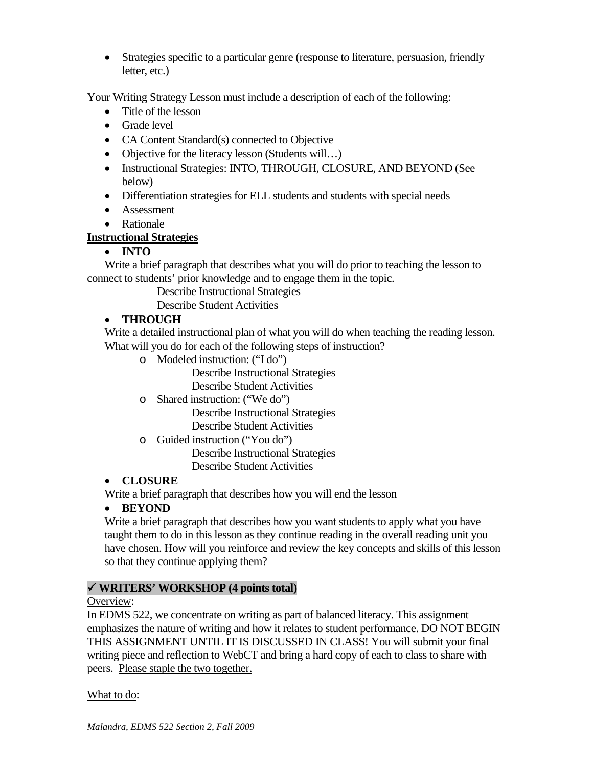- Strategies specific to a particular genre (response to literature, persuasion, friendly letter, etc.)

Your Writing Strategy Lesson must include a description of each of the following:

- Title of the lesson
- Grade level
- CA Content Standard(s) connected to Objective
- Objective for the literacy lesson (Students will…)
- Instructional Strategies: INTO, THROUGH, CLOSURE, AND BEYOND (See below)
- Differentiation strategies for ELL students and students with special needs
- Assessment
- Rationale

**Instructional Strategies**

- **INTO**

Write a brief paragraph that describes what you will do prior to teaching the lesson to connect to students' prior knowledge and to engage them in the topic.

Describe Instructional Strategies
Describe Student Activities

- **THROUGH**

Write a detailed instructional plan of what you will do when teaching the reading lesson. What will you do for each of the following steps of instruction?

- Modeled instruction: ("I do")
  - Describe Instructional Strategies
  - Describe Student Activities
- Shared instruction: ("We do")
  - Describe Instructional Strategies
  - Describe Student Activities
- Guided instruction ("You do")
  - Describe Instructional Strategies
  - Describe Student Activities

- **CLOSURE**

Write a brief paragraph that describes how you will end the lesson

- **BEYOND**

Write a brief paragraph that describes how you want students to apply what you have taught them to do in this lesson as they continue reading in the overall reading unit you have chosen. How will you reinforce and review the key concepts and skills of this lesson so that they continue applying them?

**✓ WRITERS' WORKSHOP (4 points total)**

Overview:

In EDMS 522, we concentrate on writing as part of balanced literacy. This assignment emphasizes the nature of writing and how it relates to student performance. DO NOT BEGIN THIS ASSIGNMENT UNTIL IT IS DISCUSSED IN CLASS! You will submit your final writing piece and reflection to WebCT and bring a hard copy of each to class to share with peers. Please staple the two together.

What to do: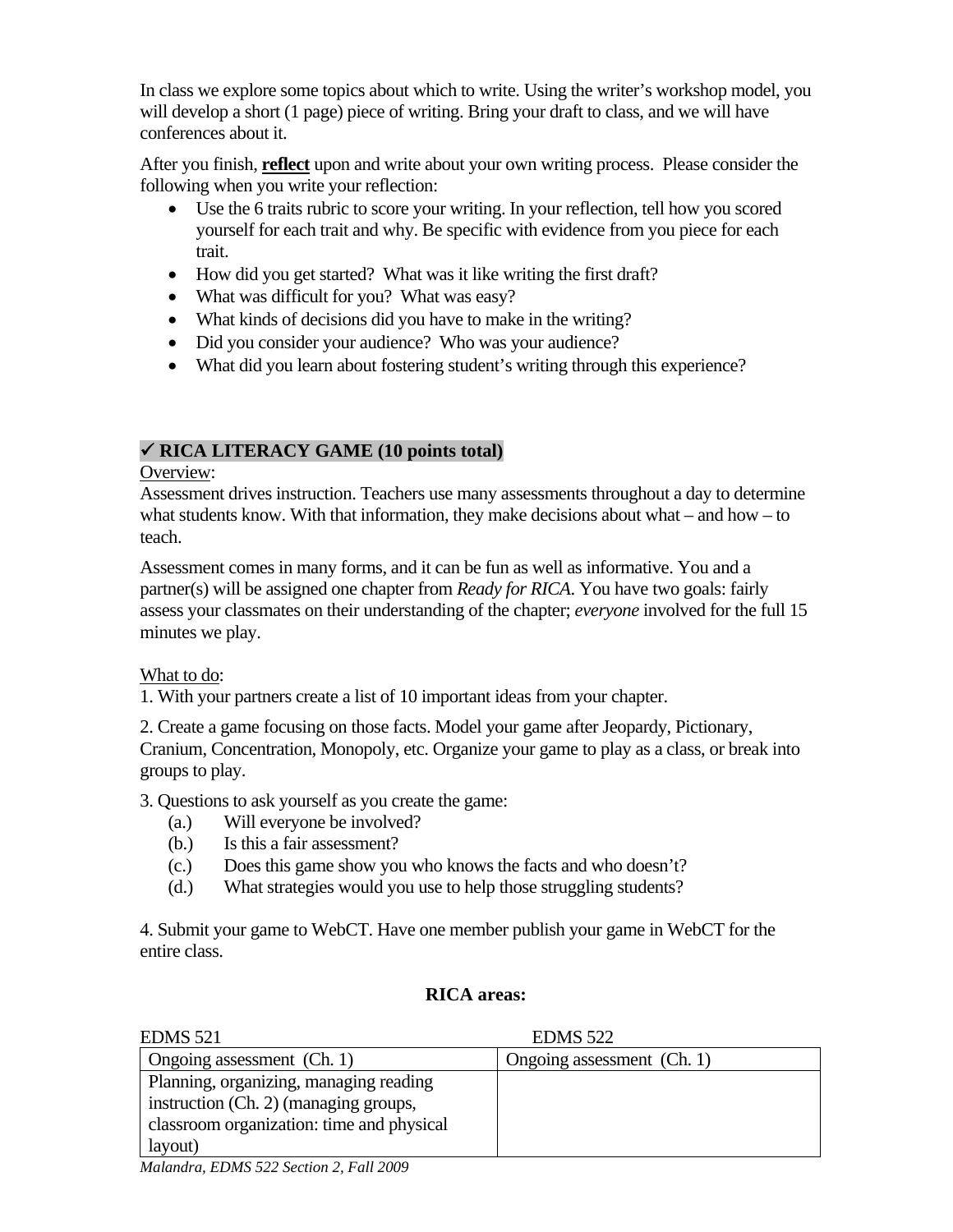In class we explore some topics about which to write. Using the writer's workshop model, you will develop a short (1 page) piece of writing. Bring your draft to class, and we will have conferences about it.

After you finish, **reflect** upon and write about your own writing process. Please consider the following when you write your reflection:

- Use the 6 traits rubric to score your writing. In your reflection, tell how you scored yourself for each trait and why. Be specific with evidence from you piece for each trait.
- How did you get started? What was it like writing the first draft?
- What was difficult for you? What was easy?
- What kinds of decisions did you have to make in the writing?
- Did you consider your audience? Who was your audience?
- What did you learn about fostering student's writing through this experience?

### ✓ RICA LITERACY GAME (10 points total)

Overview:

Assessment drives instruction. Teachers use many assessments throughout a day to determine what students know. With that information, they make decisions about what – and how – to teach.

Assessment comes in many forms, and it can be fun as well as informative. You and a partner(s) will be assigned one chapter from *Ready for RICA*. You have two goals: fairly assess your classmates on their understanding of the chapter; *everyone* involved for the full 15 minutes we play.

What to do:

1. With your partners create a list of 10 important ideas from your chapter.

2. Create a game focusing on those facts. Model your game after Jeopardy, Pictionary, Cranium, Concentration, Monopoly, etc. Organize your game to play as a class, or break into groups to play.

3. Questions to ask yourself as you create the game:
   (a.) Will everyone be involved?
   (b.) Is this a fair assessment?
   (c.) Does this game show you who knows the facts and who doesn't?
   (d.) What strategies would you use to help those struggling students?

4. Submit your game to WebCT. Have one member publish your game in WebCT for the entire class.

**RICA areas:**

| EDMS 521 | EDMS 522 |
|---|---|
| Ongoing assessment (Ch. 1) | Ongoing assessment (Ch. 1) |
| Planning, organizing, managing reading instruction (Ch. 2) (managing groups, classroom organization: time and physical layout) | |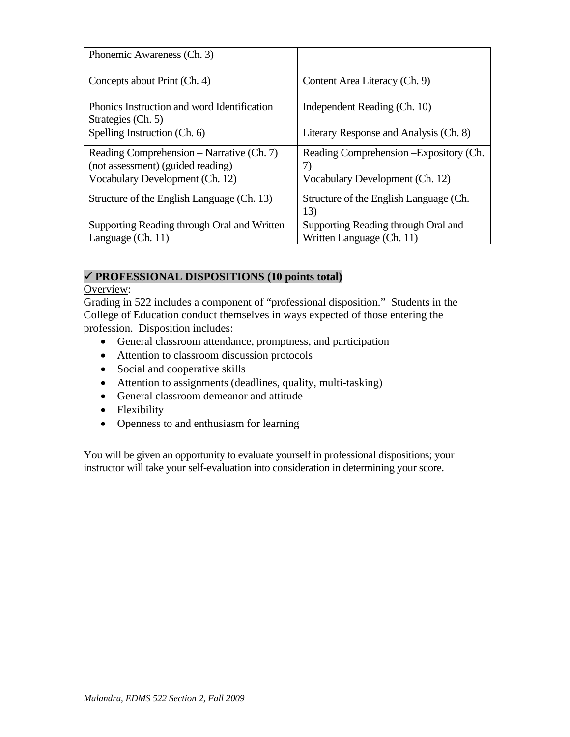| Phonemic Awareness (Ch. 3) | |
|---|---|
| Concepts about Print (Ch. 4) | Content Area Literacy (Ch. 9) |
| Phonics Instruction and word Identification Strategies (Ch. 5) | Independent Reading (Ch. 10) |
| Spelling Instruction (Ch. 6) | Literary Response and Analysis (Ch. 8) |
| Reading Comprehension – Narrative (Ch. 7) (not assessment) (guided reading) | Reading Comprehension –Expository (Ch. 7) |
| Vocabulary Development (Ch. 12) | Vocabulary Development (Ch. 12) |
| Structure of the English Language (Ch. 13) | Structure of the English Language (Ch. 13) |
| Supporting Reading through Oral and Written Language (Ch. 11) | Supporting Reading through Oral and Written Language (Ch. 11) |

**✓ PROFESSIONAL DISPOSITIONS (10 points total)**

Overview:

Grading in 522 includes a component of "professional disposition." Students in the College of Education conduct themselves in ways expected of those entering the profession. Disposition includes:

- General classroom attendance, promptness, and participation
- Attention to classroom discussion protocols
- Social and cooperative skills
- Attention to assignments (deadlines, quality, multi-tasking)
- General classroom demeanor and attitude
- Flexibility
- Openness to and enthusiasm for learning

You will be given an opportunity to evaluate yourself in professional dispositions; your instructor will take your self-evaluation into consideration in determining your score.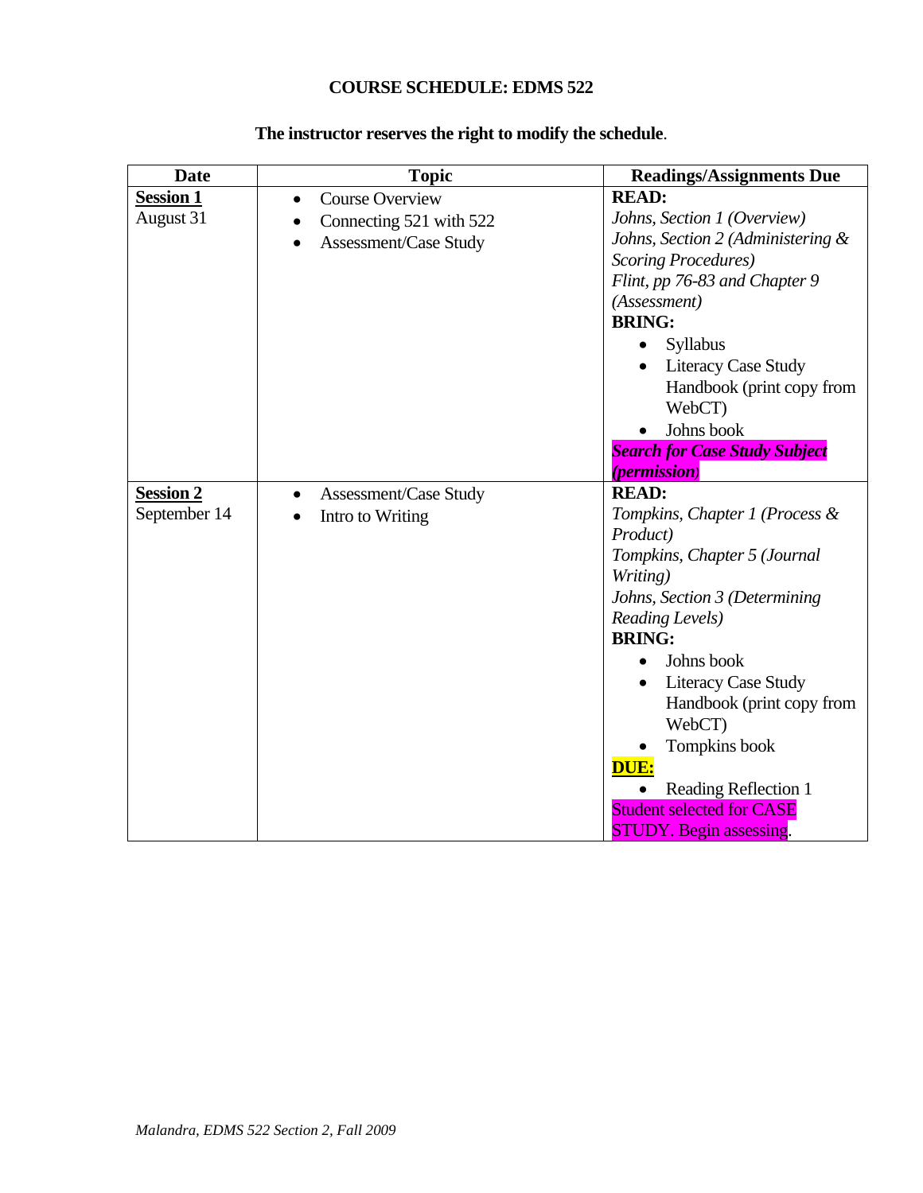**COURSE SCHEDULE: EDMS 522**

**The instructor reserves the right to modify the schedule**.

| Date | Topic | Readings/Assignments Due |
|---|---|---|
| **Session 1**<br>August 31 | • Course Overview<br>• Connecting 521 with 522<br>• Assessment/Case Study | **READ:**<br>*Johns, Section 1 (Overview)*<br>*Johns, Section 2 (Administering & Scoring Procedures)*<br>*Flint, pp 76-83 and Chapter 9 (Assessment)*<br>**BRING:**<br>• Syllabus<br>• Literacy Case Study Handbook (print copy from WebCT)<br>• Johns book<br>***Search for Case Study Subject (permission)*** |
| **Session 2**<br>September 14 | • Assessment/Case Study<br>• Intro to Writing | **READ:**<br>*Tompkins, Chapter 1 (Process & Product)*<br>*Tompkins, Chapter 5 (Journal Writing)*<br>*Johns, Section 3 (Determining Reading Levels)*<br>**BRING:**<br>• Johns book<br>• Literacy Case Study Handbook (print copy from WebCT)<br>• Tompkins book<br>**DUE:**<br>• Reading Reflection 1<br>Student selected for CASE STUDY. Begin assessing. |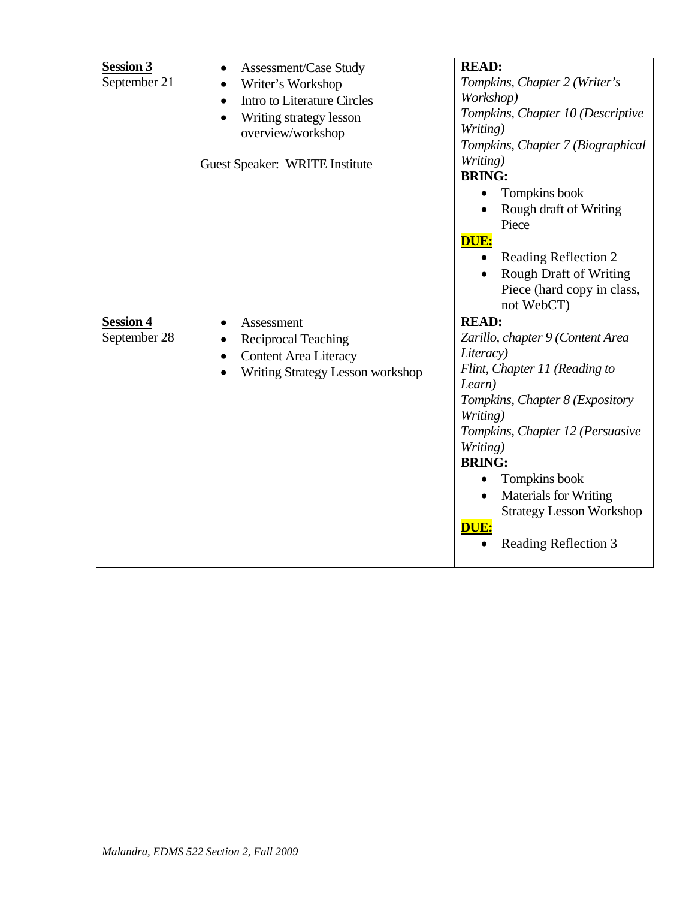| **Session 3** September 21 | • Assessment/Case Study<br>• Writer's Workshop<br>• Intro to Literature Circles<br>• Writing strategy lesson overview/workshop<br><br>Guest Speaker: WRITE Institute | **READ:**<br>*Tompkins, Chapter 2 (Writer's Workshop)*<br>*Tompkins, Chapter 10 (Descriptive Writing)*<br>*Tompkins, Chapter 7 (Biographical Writing)*<br>**BRING:**<br>• Tompkins book<br>• Rough draft of Writing Piece<br>**DUE:**<br>• Reading Reflection 2<br>• Rough Draft of Writing Piece (hard copy in class, not WebCT) |
|---|---|---|
| **Session 4** September 28 | • Assessment<br>• Reciprocal Teaching<br>• Content Area Literacy<br>• Writing Strategy Lesson workshop | **READ:**<br>*Zarillo, chapter 9 (Content Area Literacy)*<br>*Flint, Chapter 11 (Reading to Learn)*<br>*Tompkins, Chapter 8 (Expository Writing)*<br>*Tompkins, Chapter 12 (Persuasive Writing)*<br>**BRING:**<br>• Tompkins book<br>• Materials for Writing Strategy Lesson Workshop<br>**DUE:**<br>• Reading Reflection 3 |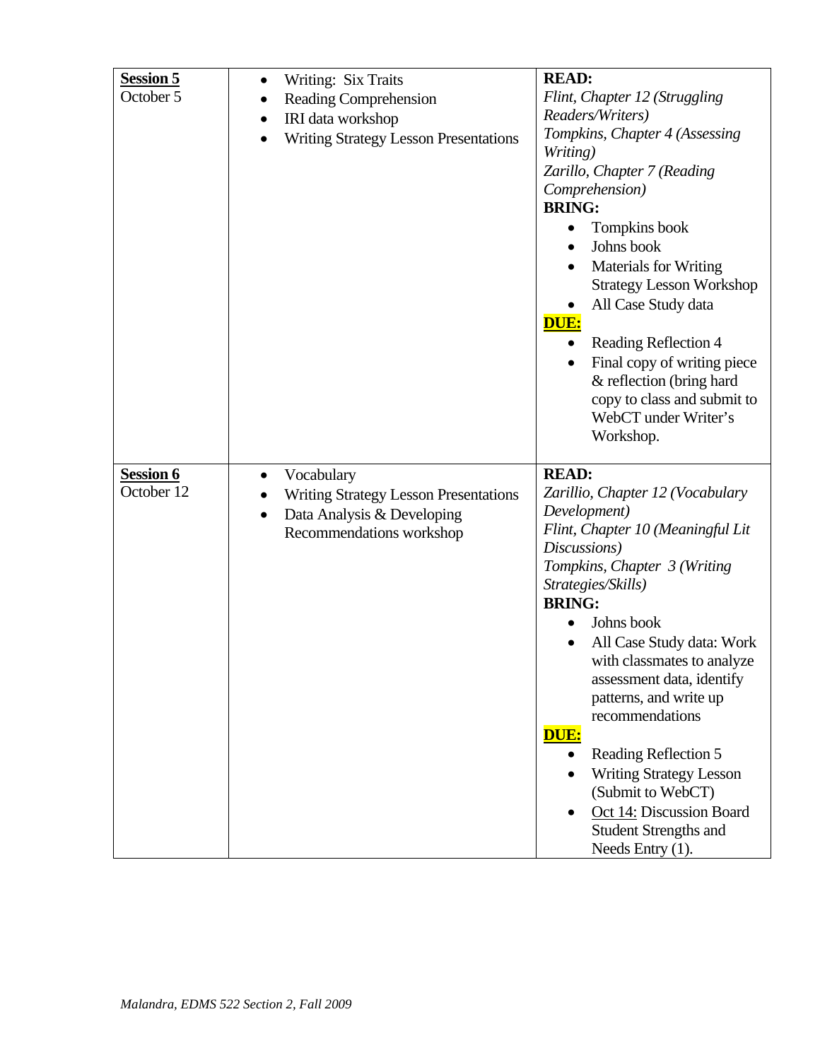| | | |
|---|---|---|
| **<u>Session 5</u>**<br>October 5 | • Writing: Six Traits<br>• Reading Comprehension<br>• IRI data workshop<br>• Writing Strategy Lesson Presentations | **READ:**<br>*Flint, Chapter 12 (Struggling Readers/Writers)*<br>*Tompkins, Chapter 4 (Assessing Writing)*<br>*Zarillo, Chapter 7 (Reading Comprehension)*<br>**BRING:**<br>• Tompkins book<br>• Johns book<br>• Materials for Writing Strategy Lesson Workshop<br>• All Case Study data<br>**<u>DUE:</u>**<br>• Reading Reflection 4<br>• Final copy of writing piece & reflection (bring hard copy to class and submit to WebCT under Writer's Workshop. |
| **<u>Session 6</u>**<br>October 12 | • Vocabulary<br>• Writing Strategy Lesson Presentations<br>• Data Analysis & Developing Recommendations workshop | **READ:**<br>*Zarillio, Chapter 12 (Vocabulary Development)*<br>*Flint, Chapter 10 (Meaningful Lit Discussions)*<br>*Tompkins, Chapter 3 (Writing Strategies/Skills)*<br>**BRING:**<br>• Johns book<br>• All Case Study data: Work with classmates to analyze assessment data, identify patterns, and write up recommendations<br>**<u>DUE:</u>**<br>• Reading Reflection 5<br>• Writing Strategy Lesson (Submit to WebCT)<br>• <u>Oct 14:</u> Discussion Board Student Strengths and Needs Entry (1). |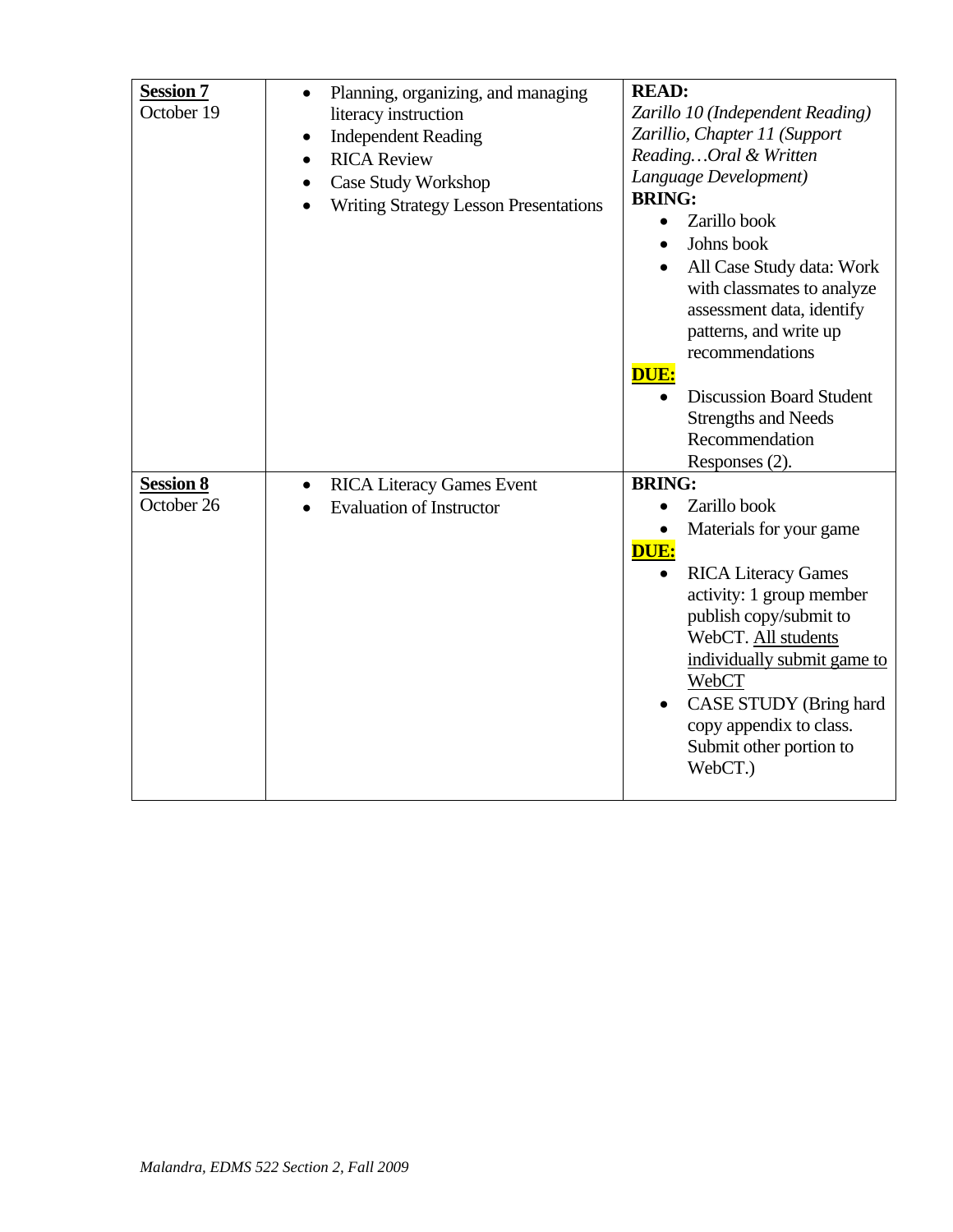| | | |
|---|---|---|
| **Session 7**<br>October 19 | • Planning, organizing, and managing literacy instruction<br>• Independent Reading<br>• RICA Review<br>• Case Study Workshop<br>• Writing Strategy Lesson Presentations | **READ:**<br>*Zarillo 10 (Independent Reading)*<br>*Zarillio, Chapter 11 (Support Reading…Oral & Written Language Development)*<br>**BRING:**<br>• Zarillo book<br>• Johns book<br>• All Case Study data: Work with classmates to analyze assessment data, identify patterns, and write up recommendations<br>**DUE:**<br>• Discussion Board Student Strengths and Needs Recommendation Responses (2). |
| **Session 8**<br>October 26 | • RICA Literacy Games Event<br>• Evaluation of Instructor | **BRING:**<br>• Zarillo book<br>• Materials for your game<br>**DUE:**<br>• RICA Literacy Games activity: 1 group member publish copy/submit to WebCT. All students individually submit game to WebCT<br>• CASE STUDY (Bring hard copy appendix to class. Submit other portion to WebCT.) |